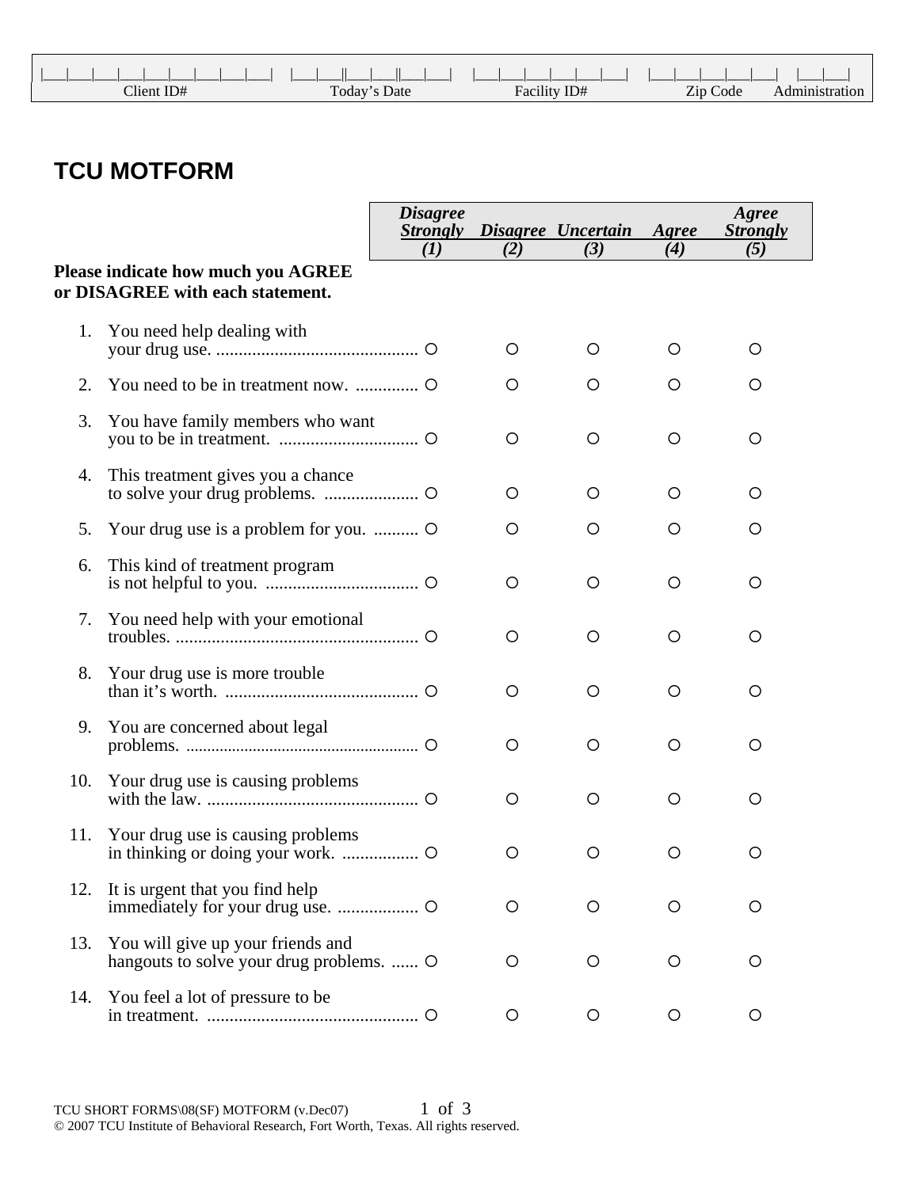| Client ID# | Today's Date | Facility ID# | Zip Code | Administration |
|---|---|---|---|---|
| \|___\|___\|___\|___\|___\|___\|___\|___\|___\| | \|___\|___\|\|___\|___\|\|___\|___\| | \|___\|___\|___\|___\|___\|___\| | \|___\|___\|___\|___\|___\| | \|___\|___\| |

# TCU MOTFORM

**Please indicate how much you AGREE or DISAGREE with each statement.**

| | *Disagree Strongly (1)* | *Disagree (2)* | *Uncertain (3)* | *Agree (4)* | *Agree Strongly (5)* |
|---|---|---|---|---|---|
| 1. You need help dealing with your drug use. | ○ | ○ | ○ | ○ | ○ |
| 2. You need to be in treatment now. | ○ | ○ | ○ | ○ | ○ |
| 3. You have family members who want you to be in treatment. | ○ | ○ | ○ | ○ | ○ |
| 4. This treatment gives you a chance to solve your drug problems. | ○ | ○ | ○ | ○ | ○ |
| 5. Your drug use is a problem for you. | ○ | ○ | ○ | ○ | ○ |
| 6. This kind of treatment program is not helpful to you. | ○ | ○ | ○ | ○ | ○ |
| 7. You need help with your emotional troubles. | ○ | ○ | ○ | ○ | ○ |
| 8. Your drug use is more trouble than it's worth. | ○ | ○ | ○ | ○ | ○ |
| 9. You are concerned about legal problems. | ○ | ○ | ○ | ○ | ○ |
| 10. Your drug use is causing problems with the law. | ○ | ○ | ○ | ○ | ○ |
| 11. Your drug use is causing problems in thinking or doing your work. | ○ | ○ | ○ | ○ | ○ |
| 12. It is urgent that you find help immediately for your drug use. | ○ | ○ | ○ | ○ | ○ |
| 13. You will give up your friends and hangouts to solve your drug problems. | ○ | ○ | ○ | ○ | ○ |
| 14. You feel a lot of pressure to be in treatment. | ○ | ○ | ○ | ○ | ○ |

TCU SHORT FORMS\08(SF) MOTFORM (v.Dec07)
© 2007 TCU Institute of Behavioral Research, Fort Worth, Texas. All rights reserved.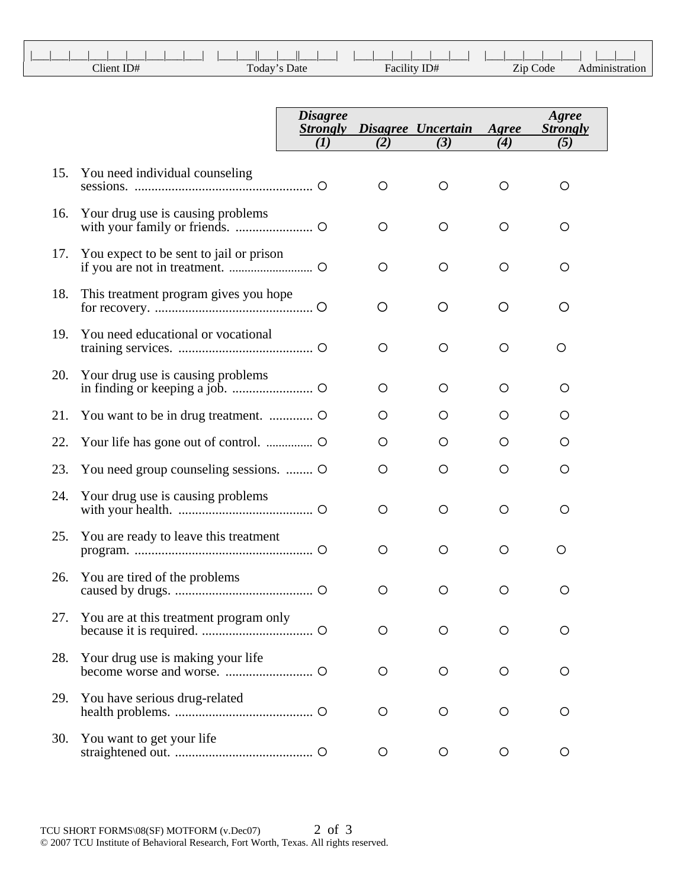|___|___|___|___|___|___|___|___|___| |___|___||___|___||___|___| |___|___|___|___|___|___| |___|___|___|___|___| |___|___|

Client ID# Today's Date Facility ID# Zip Code Administration

| | *Disagree Strongly (1)* | *Disagree (2)* | *Uncertain (3)* | *Agree (4)* | *Agree Strongly (5)* |
|---|---|---|---|---|---|
| 15. You need individual counseling sessions. | ○ | ○ | ○ | ○ | ○ |
| 16. Your drug use is causing problems with your family or friends. | ○ | ○ | ○ | ○ | ○ |
| 17. You expect to be sent to jail or prison if you are not in treatment. | ○ | ○ | ○ | ○ | ○ |
| 18. This treatment program gives you hope for recovery. | ○ | ○ | ○ | ○ | ○ |
| 19. You need educational or vocational training services. | ○ | ○ | ○ | ○ | ○ |
| 20. Your drug use is causing problems in finding or keeping a job. | ○ | ○ | ○ | ○ | ○ |
| 21. You want to be in drug treatment. | ○ | ○ | ○ | ○ | ○ |
| 22. Your life has gone out of control. | ○ | ○ | ○ | ○ | ○ |
| 23. You need group counseling sessions. | ○ | ○ | ○ | ○ | ○ |
| 24. Your drug use is causing problems with your health. | ○ | ○ | ○ | ○ | ○ |
| 25. You are ready to leave this treatment program. | ○ | ○ | ○ | ○ | ○ |
| 26. You are tired of the problems caused by drugs. | ○ | ○ | ○ | ○ | ○ |
| 27. You are at this treatment program only because it is required. | ○ | ○ | ○ | ○ | ○ |
| 28. Your drug use is making your life become worse and worse. | ○ | ○ | ○ | ○ | ○ |
| 29. You have serious drug-related health problems. | ○ | ○ | ○ | ○ | ○ |
| 30. You want to get your life straightened out. | ○ | ○ | ○ | ○ | ○ |

TCU SHORT FORMS\08(SF) MOTFORM (v.Dec07)
© 2007 TCU Institute of Behavioral Research, Fort Worth, Texas. All rights reserved.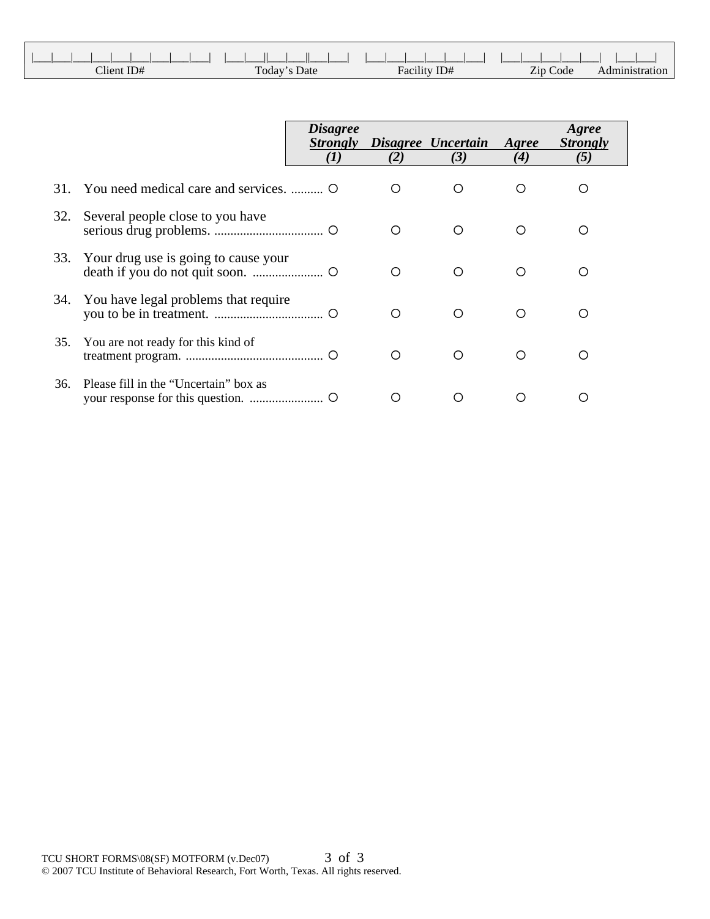| Client ID# | Today's Date | Facility ID# | Zip Code | Administration |
|---|---|---|---|---|
| \|___\|___\|___\|___\|___\|___\|___\|___\|___\| | \|___\|___\|\|___\|___\|\|___\|___\| | \|___\|___\|___\|___\|___\|___\| | \|___\|___\|___\|___\|___\| | \|___\|___\| |

| | | *Disagree Strongly (1)* | *Disagree (2)* | *Uncertain (3)* | *Agree (4)* | *Agree Strongly (5)* |
|---|---|---|---|---|---|---|
| 31. | You need medical care and services. .......... | ○ | ○ | ○ | ○ | ○ |
| 32. | Several people close to you have serious drug problems. .................................. | ○ | ○ | ○ | ○ | ○ |
| 33. | Your drug use is going to cause your death if you do not quit soon. ...................... | ○ | ○ | ○ | ○ | ○ |
| 34. | You have legal problems that require you to be in treatment. .................................. | ○ | ○ | ○ | ○ | ○ |
| 35. | You are not ready for this kind of treatment program. ........................................... | ○ | ○ | ○ | ○ | ○ |
| 36. | Please fill in the "Uncertain" box as your response for this question. ....................... | ○ | ○ | ○ | ○ | ○ |

TCU SHORT FORMS\08(SF) MOTFORM (v.Dec07)

© 2007 TCU Institute of Behavioral Research, Fort Worth, Texas. All rights reserved.